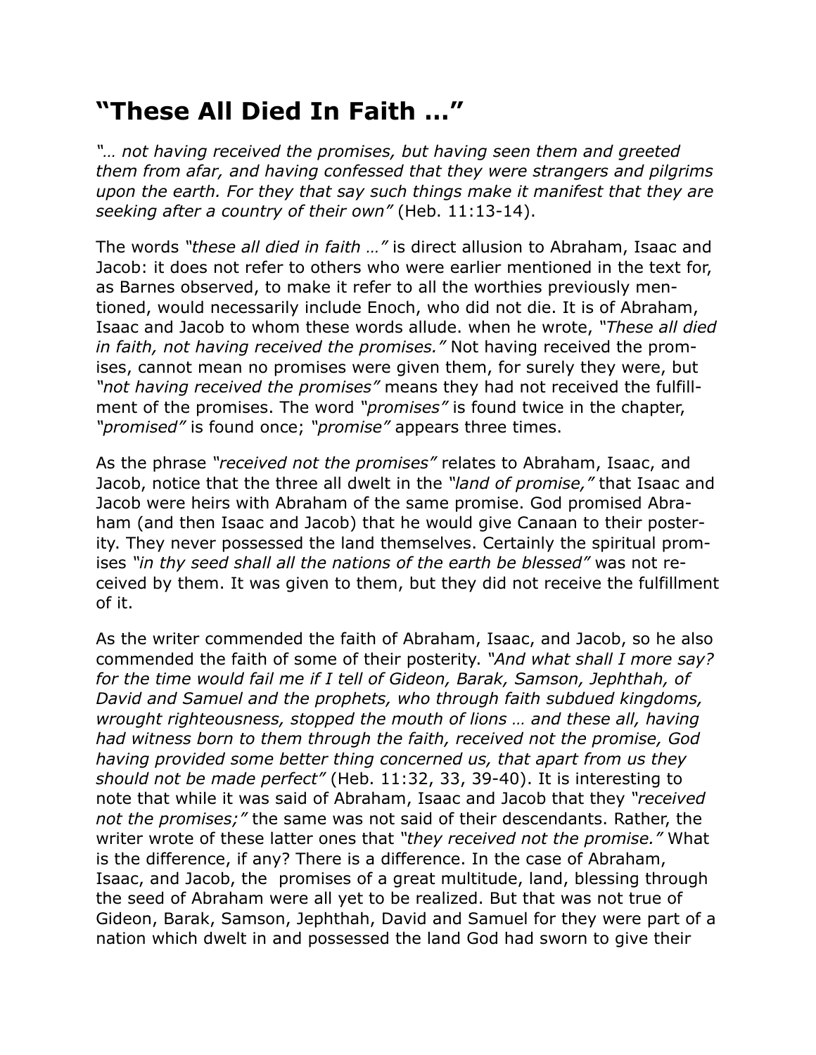# “These All Died In Faith …”

*“… not having received the promises, but having seen them and greeted them from afar, and having confessed that they were strangers and pilgrims upon the earth. For they that say such things make it manifest that they are seeking after a country of their own”* (Heb. 11:13-14).

The words *“these all died in faith …”* is direct allusion to Abraham, Isaac and Jacob: it does not refer to others who were earlier mentioned in the text for, as Barnes observed, to make it refer to all the worthies previously mentioned, would necessarily include Enoch, who did not die. It is of Abraham, Isaac and Jacob to whom these words allude. when he wrote, *“These all died in faith, not having received the promises.”* Not having received the promises, cannot mean no promises were given them, for surely they were, but *“not having received the promises”* means they had not received the fulfillment of the promises. The word *“promises”* is found twice in the chapter, *“promised”* is found once; *“promise”* appears three times.

As the phrase *“received not the promises”* relates to Abraham, Isaac, and Jacob, notice that the three all dwelt in the *“land of promise,”* that Isaac and Jacob were heirs with Abraham of the same promise. God promised Abraham (and then Isaac and Jacob) that he would give Canaan to their posterity. They never possessed the land themselves. Certainly the spiritual promises *“in thy seed shall all the nations of the earth be blessed”* was not received by them. It was given to them, but they did not receive the fulfillment of it.

As the writer commended the faith of Abraham, Isaac, and Jacob, so he also commended the faith of some of their posterity. *“And what shall I more say? for the time would fail me if I tell of Gideon, Barak, Samson, Jephthah, of David and Samuel and the prophets, who through faith subdued kingdoms, wrought righteousness, stopped the mouth of lions … and these all, having had witness born to them through the faith, received not the promise, God having provided some better thing concerned us, that apart from us they should not be made perfect”* (Heb. 11:32, 33, 39-40). It is interesting to note that while it was said of Abraham, Isaac and Jacob that they *“received not the promises;”* the same was not said of their descendants. Rather, the writer wrote of these latter ones that *“they received not the promise.”* What is the difference, if any? There is a difference. In the case of Abraham, Isaac, and Jacob, the promises of a great multitude, land, blessing through the seed of Abraham were all yet to be realized. But that was not true of Gideon, Barak, Samson, Jephthah, David and Samuel for they were part of a nation which dwelt in and possessed the land God had sworn to give their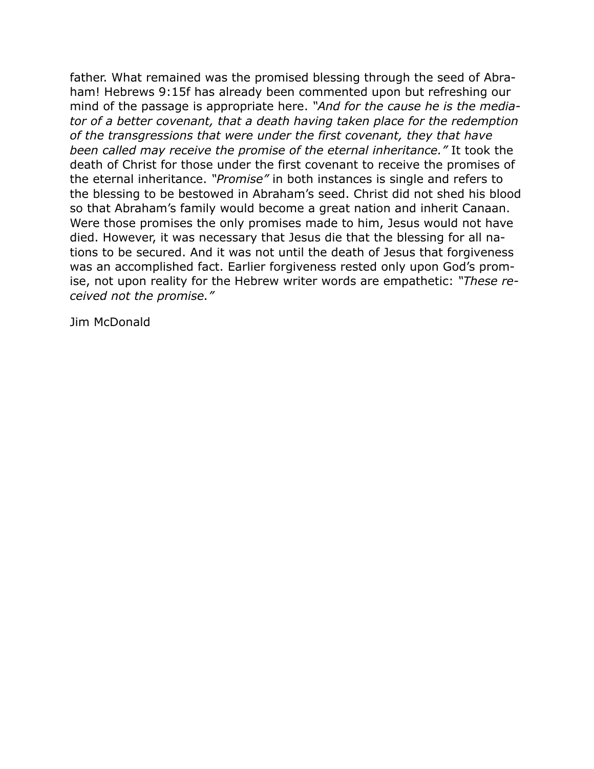father. What remained was the promised blessing through the seed of Abraham! Hebrews 9:15f has already been commented upon but refreshing our mind of the passage is appropriate here. *"And for the cause he is the mediator of a better covenant, that a death having taken place for the redemption of the transgressions that were under the first covenant, they that have been called may receive the promise of the eternal inheritance."* It took the death of Christ for those under the first covenant to receive the promises of the eternal inheritance. *"Promise"* in both instances is single and refers to the blessing to be bestowed in Abraham's seed. Christ did not shed his blood so that Abraham's family would become a great nation and inherit Canaan. Were those promises the only promises made to him, Jesus would not have died. However, it was necessary that Jesus die that the blessing for all nations to be secured. And it was not until the death of Jesus that forgiveness was an accomplished fact. Earlier forgiveness rested only upon God's promise, not upon reality for the Hebrew writer words are empathetic: *"These received not the promise."*

Jim McDonald